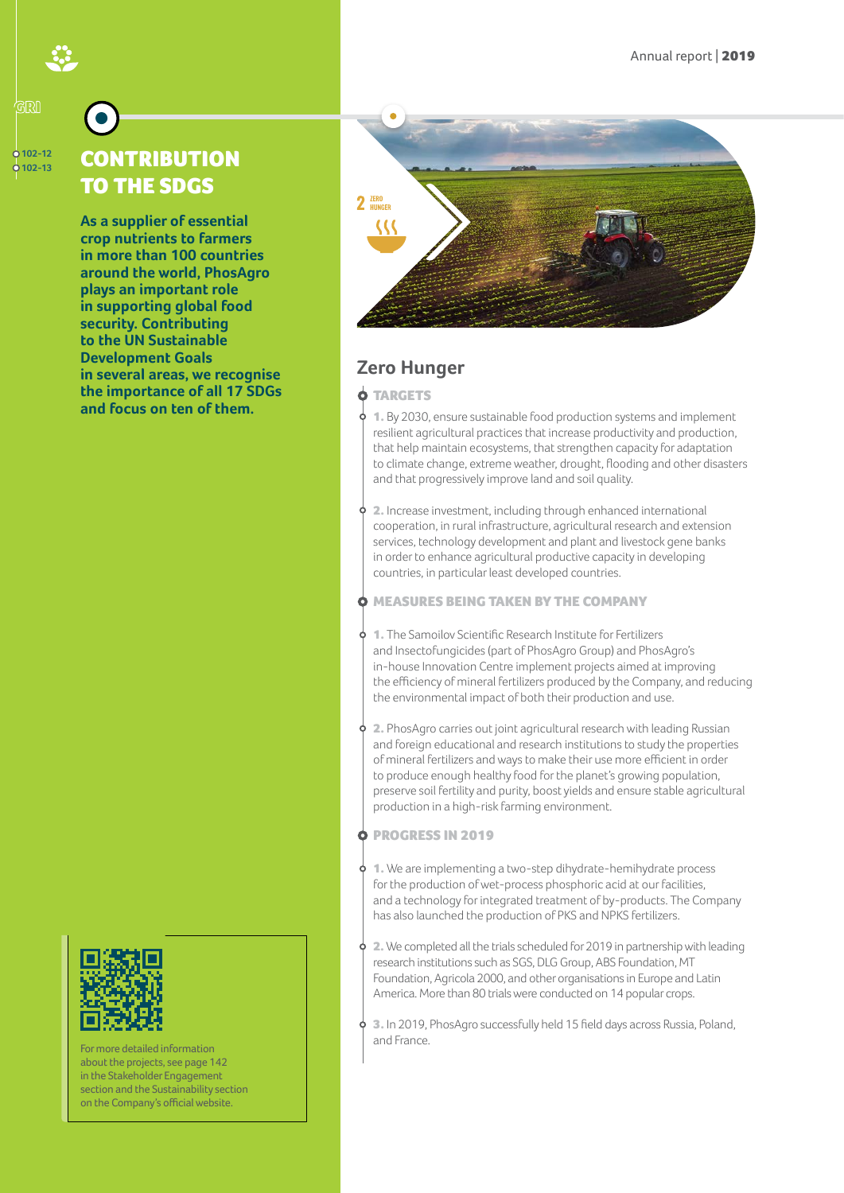GRI

102-12
102-13

# CONTRIBUTION TO THE SDGS

**As a supplier of essential crop nutrients to farmers in more than 100 countries around the world, PhosAgro plays an important role in supporting global food security. Contributing to the UN Sustainable Development Goals in several areas, we recognise the importance of all 17 SDGs and focus on ten of them.**

For more detailed information about the projects, see page 142 in the Stakeholder Engagement section and the Sustainability section on the Company's official website.

2 ZERO HUNGER

## Zero Hunger

### TARGETS

1. By 2030, ensure sustainable food production systems and implement resilient agricultural practices that increase productivity and production, that help maintain ecosystems, that strengthen capacity for adaptation to climate change, extreme weather, drought, flooding and other disasters and that progressively improve land and soil quality.

2. Increase investment, including through enhanced international cooperation, in rural infrastructure, agricultural research and extension services, technology development and plant and livestock gene banks in order to enhance agricultural productive capacity in developing countries, in particular least developed countries.

### MEASURES BEING TAKEN BY THE COMPANY

1. The Samoilov Scientific Research Institute for Fertilizers and Insectofungicides (part of PhosAgro Group) and PhosAgro's in-house Innovation Centre implement projects aimed at improving the efficiency of mineral fertilizers produced by the Company, and reducing the environmental impact of both their production and use.

2. PhosAgro carries out joint agricultural research with leading Russian and foreign educational and research institutions to study the properties of mineral fertilizers and ways to make their use more efficient in order to produce enough healthy food for the planet's growing population, preserve soil fertility and purity, boost yields and ensure stable agricultural production in a high-risk farming environment.

### PROGRESS IN 2019

1. We are implementing a two-step dihydrate-hemihydrate process for the production of wet-process phosphoric acid at our facilities, and a technology for integrated treatment of by-products. The Company has also launched the production of PKS and NPKS fertilizers.

2. We completed all the trials scheduled for 2019 in partnership with leading research institutions such as SGS, DLG Group, ABS Foundation, MT Foundation, Agricola 2000, and other organisations in Europe and Latin America. More than 80 trials were conducted on 14 popular crops.

3. In 2019, PhosAgro successfully held 15 field days across Russia, Poland, and France.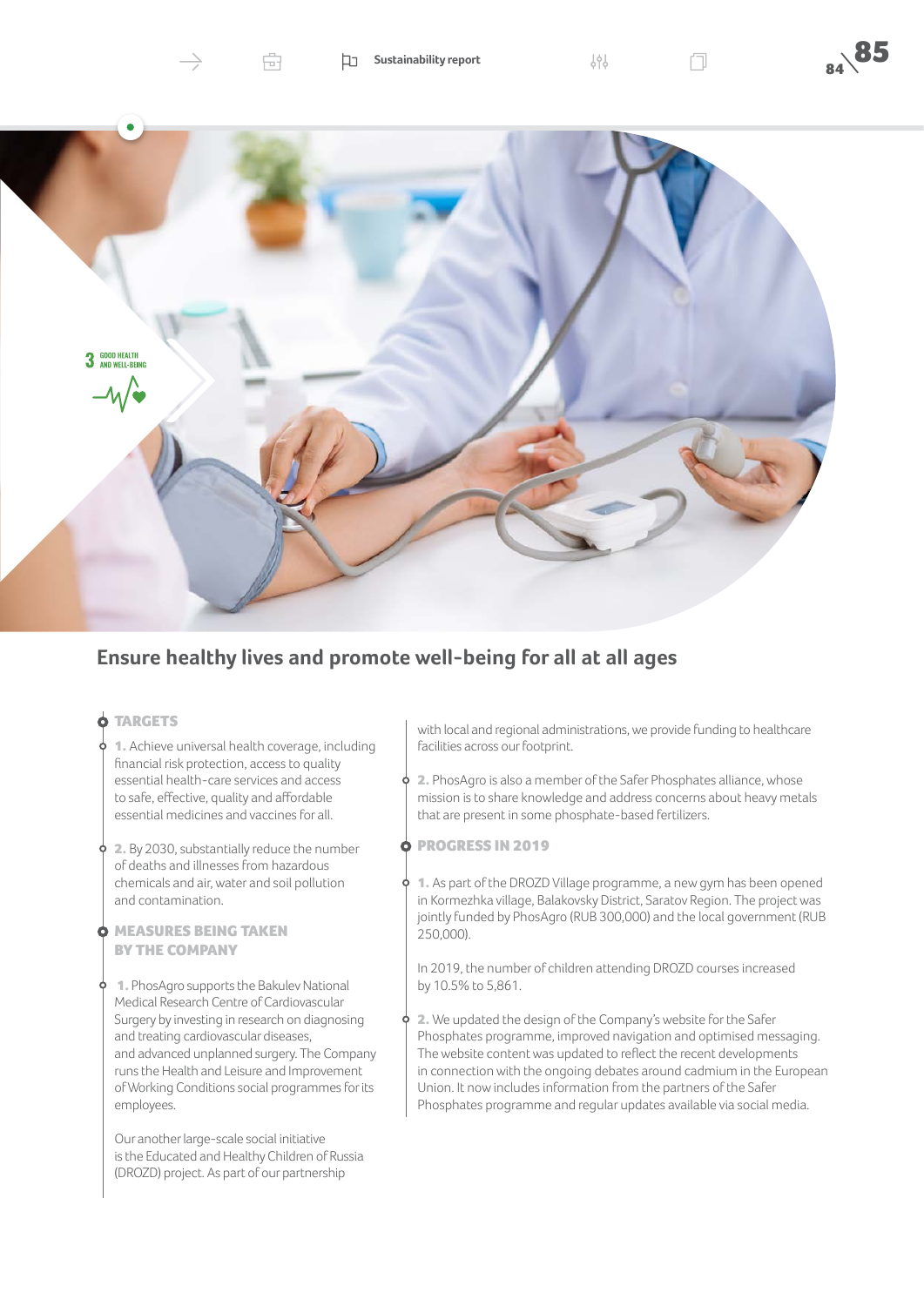3 GOOD HEALTH AND WELL-BEING

## Ensure healthy lives and promote well-being for all at all ages

### TARGETS

1. Achieve universal health coverage, including financial risk protection, access to quality essential health-care services and access to safe, effective, quality and affordable essential medicines and vaccines for all.

2. By 2030, substantially reduce the number of deaths and illnesses from hazardous chemicals and air, water and soil pollution and contamination.

### MEASURES BEING TAKEN BY THE COMPANY

1. PhosAgro supports the Bakulev National Medical Research Centre of Cardiovascular Surgery by investing in research on diagnosing and treating cardiovascular diseases, and advanced unplanned surgery. The Company runs the Health and Leisure and Improvement of Working Conditions social programmes for its employees.

Our another large-scale social initiative is the Educated and Healthy Children of Russia (DROZD) project. As part of our partnership with local and regional administrations, we provide funding to healthcare facilities across our footprint.

2. PhosAgro is also a member of the Safer Phosphates alliance, whose mission is to share knowledge and address concerns about heavy metals that are present in some phosphate-based fertilizers.

### PROGRESS IN 2019

1. As part of the DROZD Village programme, a new gym has been opened in Kormezhka village, Balakovsky District, Saratov Region. The project was jointly funded by PhosAgro (RUB 300,000) and the local government (RUB 250,000).

In 2019, the number of children attending DROZD courses increased by 10.5% to 5,861.

2. We updated the design of the Company's website for the Safer Phosphates programme, improved navigation and optimised messaging. The website content was updated to reflect the recent developments in connection with the ongoing debates around cadmium in the European Union. It now includes information from the partners of the Safer Phosphates programme and regular updates available via social media.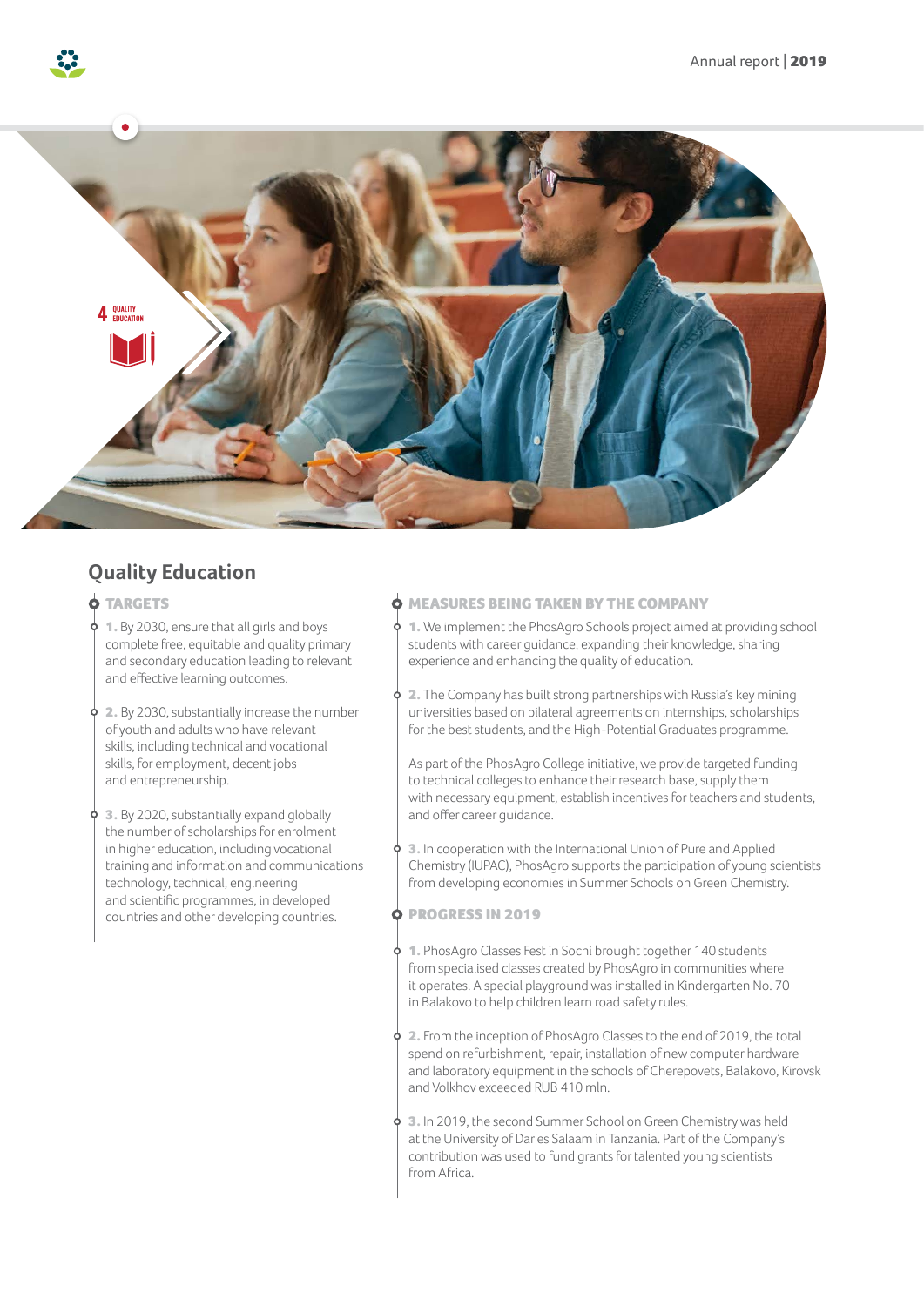## Quality Education

### TARGETS

1. By 2030, ensure that all girls and boys complete free, equitable and quality primary and secondary education leading to relevant and effective learning outcomes.

2. By 2030, substantially increase the number of youth and adults who have relevant skills, including technical and vocational skills, for employment, decent jobs and entrepreneurship.

3. By 2020, substantially expand globally the number of scholarships for enrolment in higher education, including vocational training and information and communications technology, technical, engineering and scientific programmes, in developed countries and other developing countries.

### MEASURES BEING TAKEN BY THE COMPANY

1. We implement the PhosAgro Schools project aimed at providing school students with career guidance, expanding their knowledge, sharing experience and enhancing the quality of education.

2. The Company has built strong partnerships with Russia's key mining universities based on bilateral agreements on internships, scholarships for the best students, and the High-Potential Graduates programme.

As part of the PhosAgro College initiative, we provide targeted funding to technical colleges to enhance their research base, supply them with necessary equipment, establish incentives for teachers and students, and offer career guidance.

3. In cooperation with the International Union of Pure and Applied Chemistry (IUPAC), PhosAgro supports the participation of young scientists from developing economies in Summer Schools on Green Chemistry.

### PROGRESS IN 2019

1. PhosAgro Classes Fest in Sochi brought together 140 students from specialised classes created by PhosAgro in communities where it operates. A special playground was installed in Kindergarten No. 70 in Balakovo to help children learn road safety rules.

2. From the inception of PhosAgro Classes to the end of 2019, the total spend on refurbishment, repair, installation of new computer hardware and laboratory equipment in the schools of Cherepovets, Balakovo, Kirovsk and Volkhov exceeded RUB 410 mln.

3. In 2019, the second Summer School on Green Chemistry was held at the University of Dar es Salaam in Tanzania. Part of the Company's contribution was used to fund grants for talented young scientists from Africa.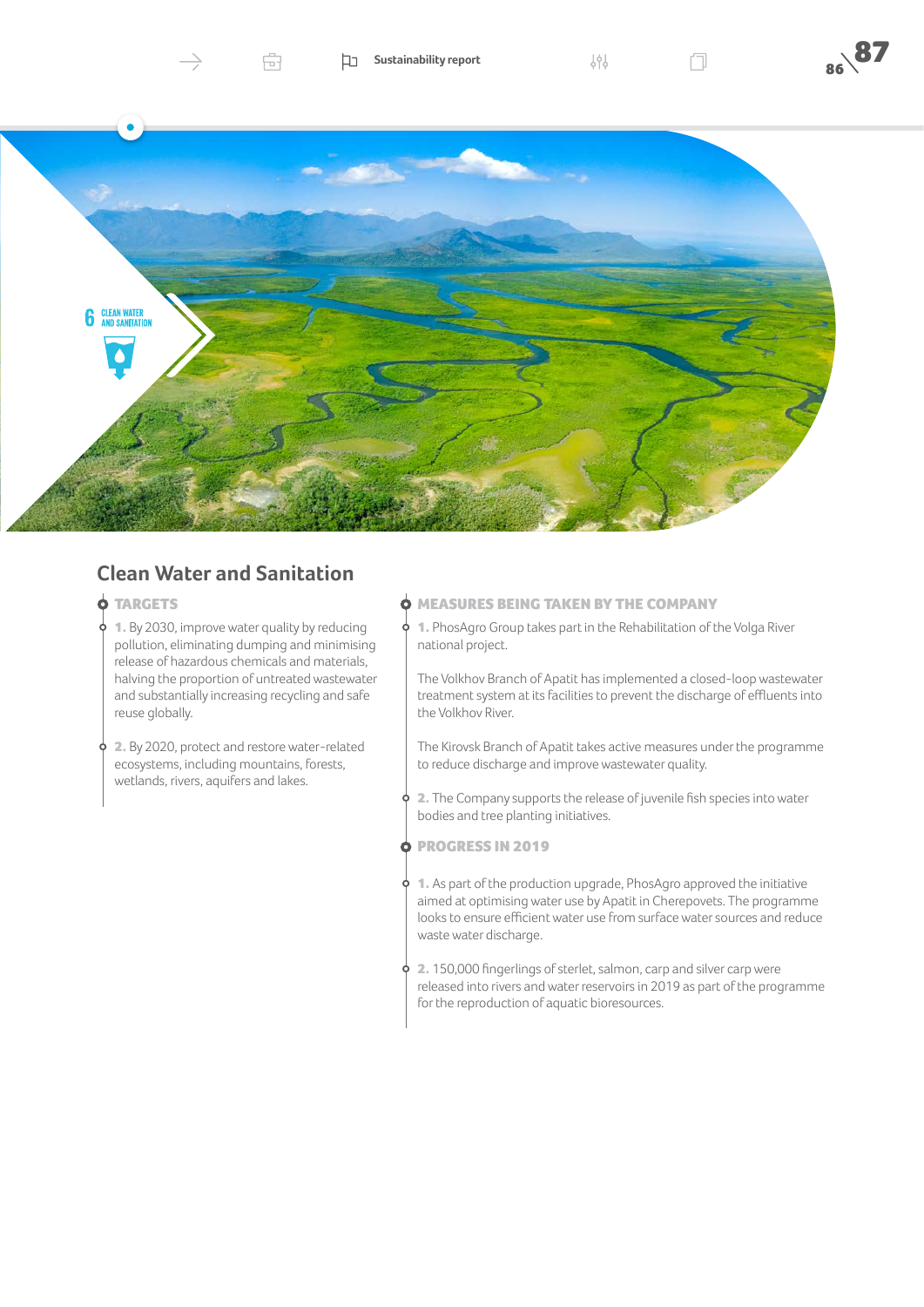6 CLEAN WATER AND SANITATION

## Clean Water and Sanitation

### TARGETS

1. By 2030, improve water quality by reducing pollution, eliminating dumping and minimising release of hazardous chemicals and materials, halving the proportion of untreated wastewater and substantially increasing recycling and safe reuse globally.

2. By 2020, protect and restore water-related ecosystems, including mountains, forests, wetlands, rivers, aquifers and lakes.

### MEASURES BEING TAKEN BY THE COMPANY

1. PhosAgro Group takes part in the Rehabilitation of the Volga River national project.

The Volkhov Branch of Apatit has implemented a closed-loop wastewater treatment system at its facilities to prevent the discharge of effluents into the Volkhov River.

The Kirovsk Branch of Apatit takes active measures under the programme to reduce discharge and improve wastewater quality.

2. The Company supports the release of juvenile fish species into water bodies and tree planting initiatives.

### PROGRESS IN 2019

1. As part of the production upgrade, PhosAgro approved the initiative aimed at optimising water use by Apatit in Cherepovets. The programme looks to ensure efficient water use from surface water sources and reduce waste water discharge.

2. 150,000 fingerlings of sterlet, salmon, carp and silver carp were released into rivers and water reservoirs in 2019 as part of the programme for the reproduction of aquatic bioresources.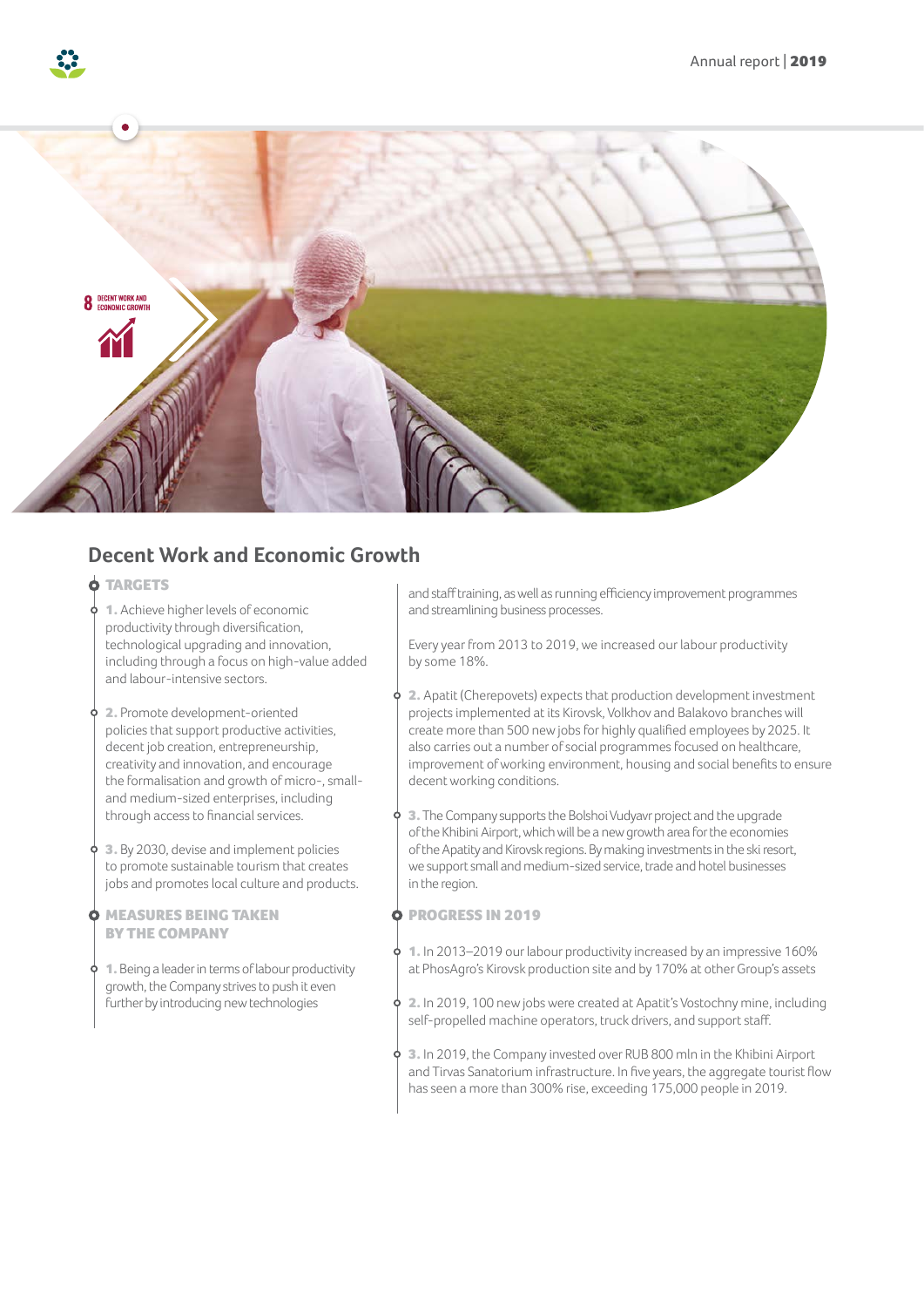8 DECENT WORK AND ECONOMIC GROWTH

## Decent Work and Economic Growth

### TARGETS

1. Achieve higher levels of economic productivity through diversification, technological upgrading and innovation, including through a focus on high-value added and labour-intensive sectors.

2. Promote development-oriented policies that support productive activities, decent job creation, entrepreneurship, creativity and innovation, and encourage the formalisation and growth of micro-, small- and medium-sized enterprises, including through access to financial services.

3. By 2030, devise and implement policies to promote sustainable tourism that creates jobs and promotes local culture and products.

### MEASURES BEING TAKEN BY THE COMPANY

1. Being a leader in terms of labour productivity growth, the Company strives to push it even further by introducing new technologies and staff training, as well as running efficiency improvement programmes and streamlining business processes.

Every year from 2013 to 2019, we increased our labour productivity by some 18%.

2. Apatit (Cherepovets) expects that production development investment projects implemented at its Kirovsk, Volkhov and Balakovo branches will create more than 500 new jobs for highly qualified employees by 2025. It also carries out a number of social programmes focused on healthcare, improvement of working environment, housing and social benefits to ensure decent working conditions.

3. The Company supports the Bolshoi Vudyavr project and the upgrade of the Khibini Airport, which will be a new growth area for the economies of the Apatity and Kirovsk regions. By making investments in the ski resort, we support small and medium-sized service, trade and hotel businesses in the region.

### PROGRESS IN 2019

1. In 2013–2019 our labour productivity increased by an impressive 160% at PhosAgro's Kirovsk production site and by 170% at other Group's assets

2. In 2019, 100 new jobs were created at Apatit's Vostochny mine, including self-propelled machine operators, truck drivers, and support staff.

3. In 2019, the Company invested over RUB 800 mln in the Khibini Airport and Tirvas Sanatorium infrastructure. In five years, the aggregate tourist flow has seen a more than 300% rise, exceeding 175,000 people in 2019.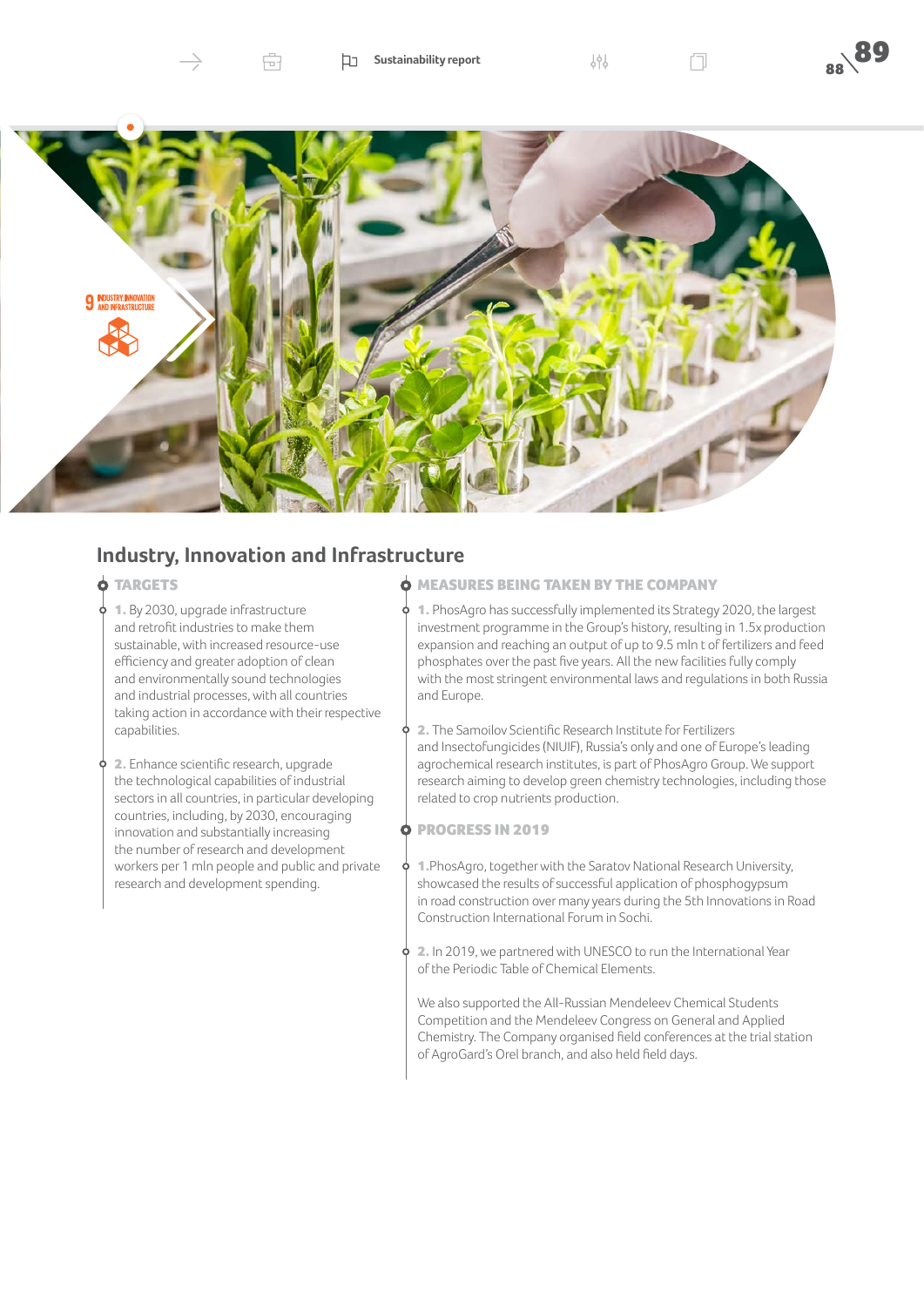9 INDUSTRY, INNOVATION AND INFRASTRUCTURE

## Industry, Innovation and Infrastructure

### TARGETS

**1.** By 2030, upgrade infrastructure and retrofit industries to make them sustainable, with increased resource-use efficiency and greater adoption of clean and environmentally sound technologies and industrial processes, with all countries taking action in accordance with their respective capabilities.

**2.** Enhance scientific research, upgrade the technological capabilities of industrial sectors in all countries, in particular developing countries, including, by 2030, encouraging innovation and substantially increasing the number of research and development workers per 1 mln people and public and private research and development spending.

### MEASURES BEING TAKEN BY THE COMPANY

**1.** PhosAgro has successfully implemented its Strategy 2020, the largest investment programme in the Group's history, resulting in 1.5x production expansion and reaching an output of up to 9.5 mln t of fertilizers and feed phosphates over the past five years. All the new facilities fully comply with the most stringent environmental laws and regulations in both Russia and Europe.

**2.** The Samoilov Scientific Research Institute for Fertilizers and Insectofungicides (NIUIF), Russia's only and one of Europe's leading agrochemical research institutes, is part of PhosAgro Group. We support research aiming to develop green chemistry technologies, including those related to crop nutrients production.

### PROGRESS IN 2019

**1.**PhosAgro, together with the Saratov National Research University, showcased the results of successful application of phosphogypsum in road construction over many years during the 5th Innovations in Road Construction International Forum in Sochi.

**2.** In 2019, we partnered with UNESCO to run the International Year of the Periodic Table of Chemical Elements.

We also supported the All-Russian Mendeleev Chemical Students Competition and the Mendeleev Congress on General and Applied Chemistry. The Company organised field conferences at the trial station of AgroGard's Orel branch, and also held field days.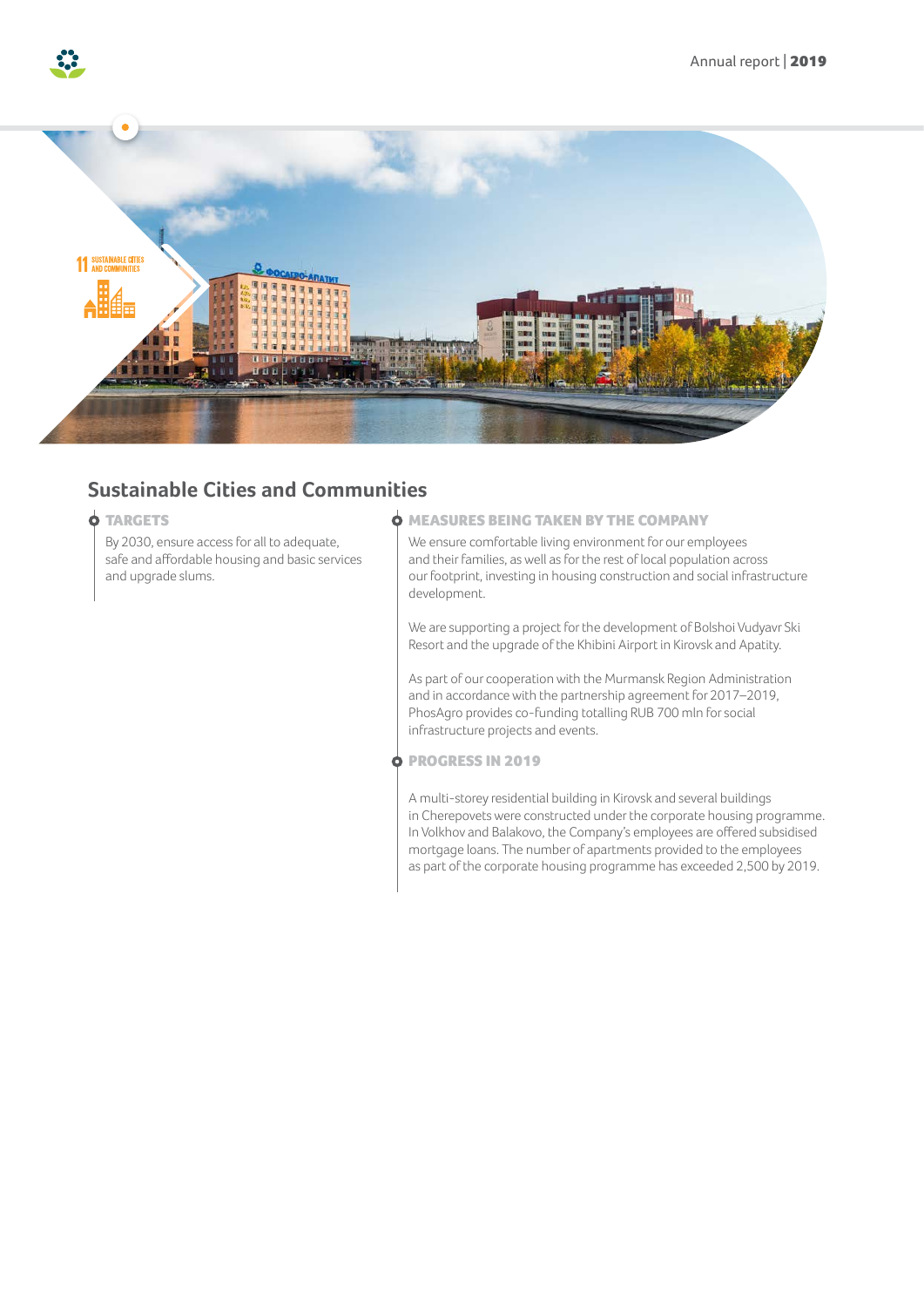## Sustainable Cities and Communities

### TARGETS

By 2030, ensure access for all to adequate, safe and affordable housing and basic services and upgrade slums.

### MEASURES BEING TAKEN BY THE COMPANY

We ensure comfortable living environment for our employees and their families, as well as for the rest of local population across our footprint, investing in housing construction and social infrastructure development.

We are supporting a project for the development of Bolshoi Vudyavr Ski Resort and the upgrade of the Khibini Airport in Kirovsk and Apatity.

As part of our cooperation with the Murmansk Region Administration and in accordance with the partnership agreement for 2017–2019, PhosAgro provides co-funding totalling RUB 700 mln for social infrastructure projects and events.

### PROGRESS IN 2019

A multi-storey residential building in Kirovsk and several buildings in Cherepovets were constructed under the corporate housing programme. In Volkhov and Balakovo, the Company's employees are offered subsidised mortgage loans. The number of apartments provided to the employees as part of the corporate housing programme has exceeded 2,500 by 2019.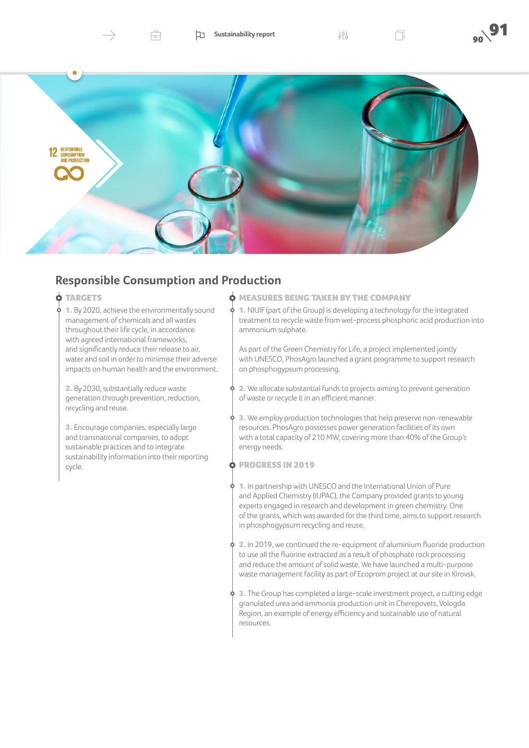12 RESPONSIBLE CONSUMPTION AND PRODUCTION

## Responsible Consumption and Production

### TARGETS

1. By 2020, achieve the environmentally sound management of chemicals and all wastes throughout their life cycle, in accordance with agreed international frameworks, and significantly reduce their release to air, water and soil in order to minimise their adverse impacts on human health and the environment.

2. By 2030, substantially reduce waste generation through prevention, reduction, recycling and reuse.

3. Encourage companies, especially large and transnational companies, to adopt sustainable practices and to integrate sustainability information into their reporting cycle.

### MEASURES BEING TAKEN BY THE COMPANY

1. NIUIF (part of the Group) is developing a technology for the integrated treatment to recycle waste from wet-process phosphoric acid production into ammonium sulphate.

As part of the Green Chemistry for Life, a project implemented jointly with UNESCO, PhosAgro launched a grant programme to support research on phosphogypsum processing.

2. We allocate substantial funds to projects aiming to prevent generation of waste or recycle it in an efficient manner.

3. We employ production technologies that help preserve non-renewable resources. PhosAgro possesses power generation facilities of its own with a total capacity of 210 MW, covering more than 40% of the Group's energy needs.

### PROGRESS IN 2019

1. In partnership with UNESCO and the International Union of Pure and Applied Chemistry (IUPAC), the Company provided grants to young experts engaged in research and development in green chemistry. One of the grants, which was awarded for the third time, aims to support research in phosphogypsum recycling and reuse.

2. In 2019, we continued the re-equipment of aluminium fluoride production to use all the fluorine extracted as a result of phosphate rock processing and reduce the amount of solid waste. We have launched a multi-purpose waste management facility as part of Ecoprom project at our site in Kirovsk.

3. The Group has completed a large-scale investment project, a cutting edge granulated urea and ammonia production unit in Cherepovets, Vologda Region, an example of energy efficiency and sustainable use of natural resources.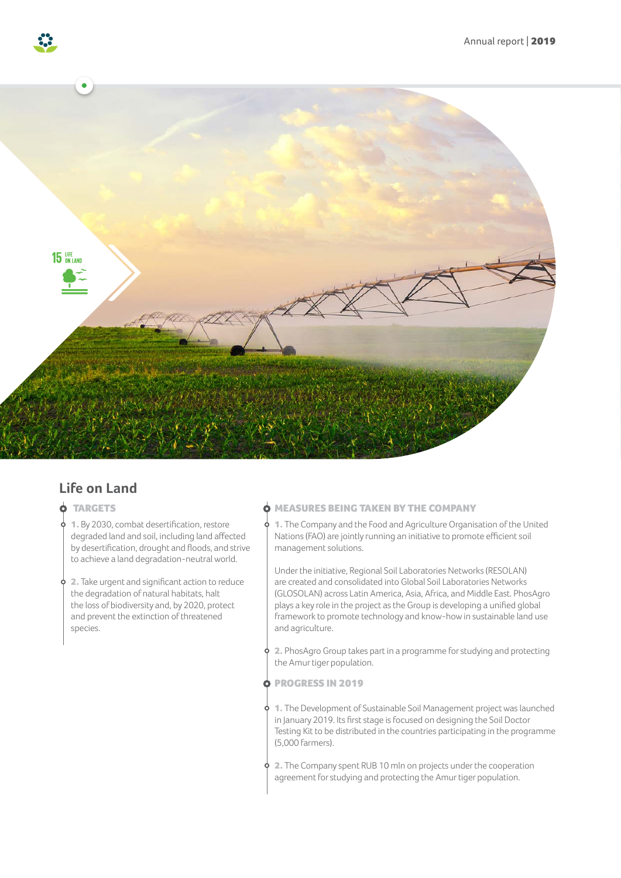15 LIFE ON LAND

## Life on Land

### TARGETS

1. By 2030, combat desertification, restore degraded land and soil, including land affected by desertification, drought and floods, and strive to achieve a land degradation-neutral world.

2. Take urgent and significant action to reduce the degradation of natural habitats, halt the loss of biodiversity and, by 2020, protect and prevent the extinction of threatened species.

### MEASURES BEING TAKEN BY THE COMPANY

1. The Company and the Food and Agriculture Organisation of the United Nations (FAO) are jointly running an initiative to promote efficient soil management solutions.

Under the initiative, Regional Soil Laboratories Networks (RESOLAN) are created and consolidated into Global Soil Laboratories Networks (GLOSOLAN) across Latin America, Asia, Africa, and Middle East. PhosAgro plays a key role in the project as the Group is developing a unified global framework to promote technology and know-how in sustainable land use and agriculture.

2. PhosAgro Group takes part in a programme for studying and protecting the Amur tiger population.

### PROGRESS IN 2019

1. The Development of Sustainable Soil Management project was launched in January 2019. Its first stage is focused on designing the Soil Doctor Testing Kit to be distributed in the countries participating in the programme (5,000 farmers).

2. The Company spent RUB 10 mln on projects under the cooperation agreement for studying and protecting the Amur tiger population.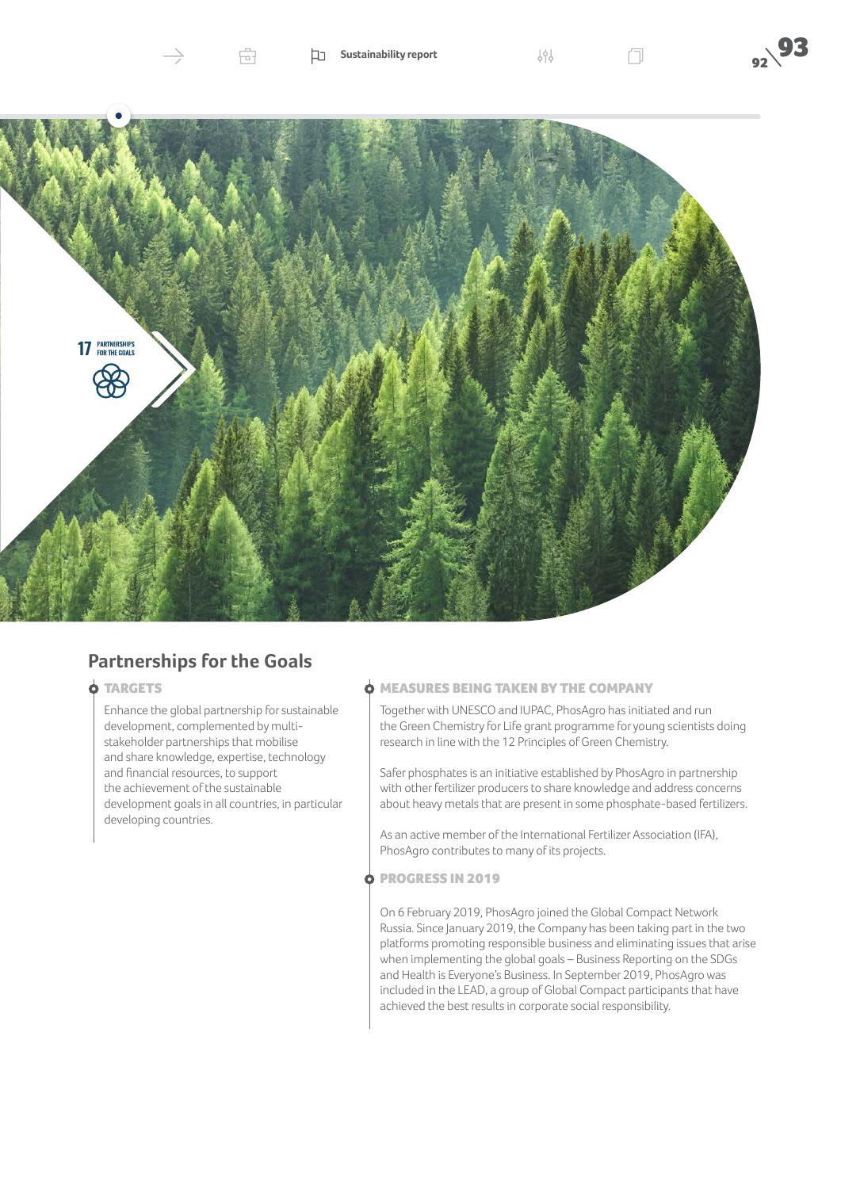17 PARTNERSHIPS FOR THE GOALS

## Partnerships for the Goals

### TARGETS

Enhance the global partnership for sustainable development, complemented by multi-stakeholder partnerships that mobilise and share knowledge, expertise, technology and financial resources, to support the achievement of the sustainable development goals in all countries, in particular developing countries.

### MEASURES BEING TAKEN BY THE COMPANY

Together with UNESCO and IUPAC, PhosAgro has initiated and run the Green Chemistry for Life grant programme for young scientists doing research in line with the 12 Principles of Green Chemistry.

Safer phosphates is an initiative established by PhosAgro in partnership with other fertilizer producers to share knowledge and address concerns about heavy metals that are present in some phosphate-based fertilizers.

As an active member of the International Fertilizer Association (IFA), PhosAgro contributes to many of its projects.

### PROGRESS IN 2019

On 6 February 2019, PhosAgro joined the Global Compact Network Russia. Since January 2019, the Company has been taking part in the two platforms promoting responsible business and eliminating issues that arise when implementing the global goals – Business Reporting on the SDGs and Health is Everyone's Business. In September 2019, PhosAgro was included in the LEAD, a group of Global Compact participants that have achieved the best results in corporate social responsibility.